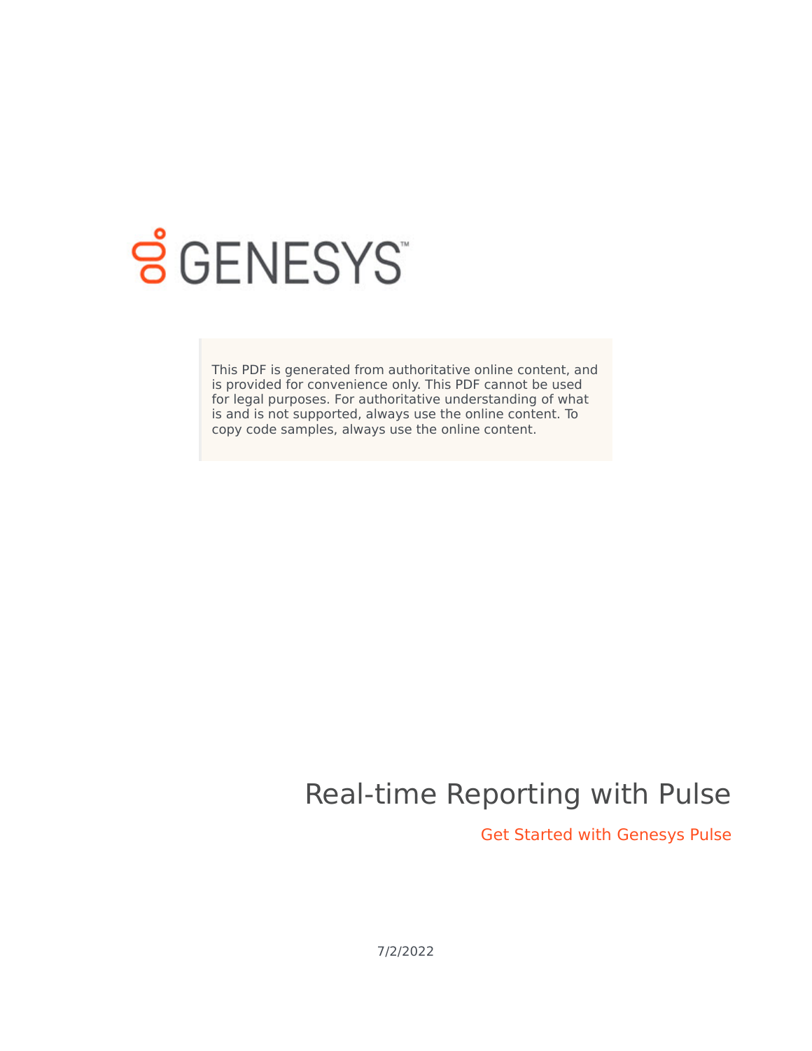GENESYS

This PDF is generated from authoritative online content, and is provided for convenience only. This PDF cannot be used for legal purposes. For authoritative understanding of what is and is not supported, always use the online content. To copy code samples, always use the online content.

# Real-time Reporting with Pulse

## Get Started with Genesys Pulse

7/2/2022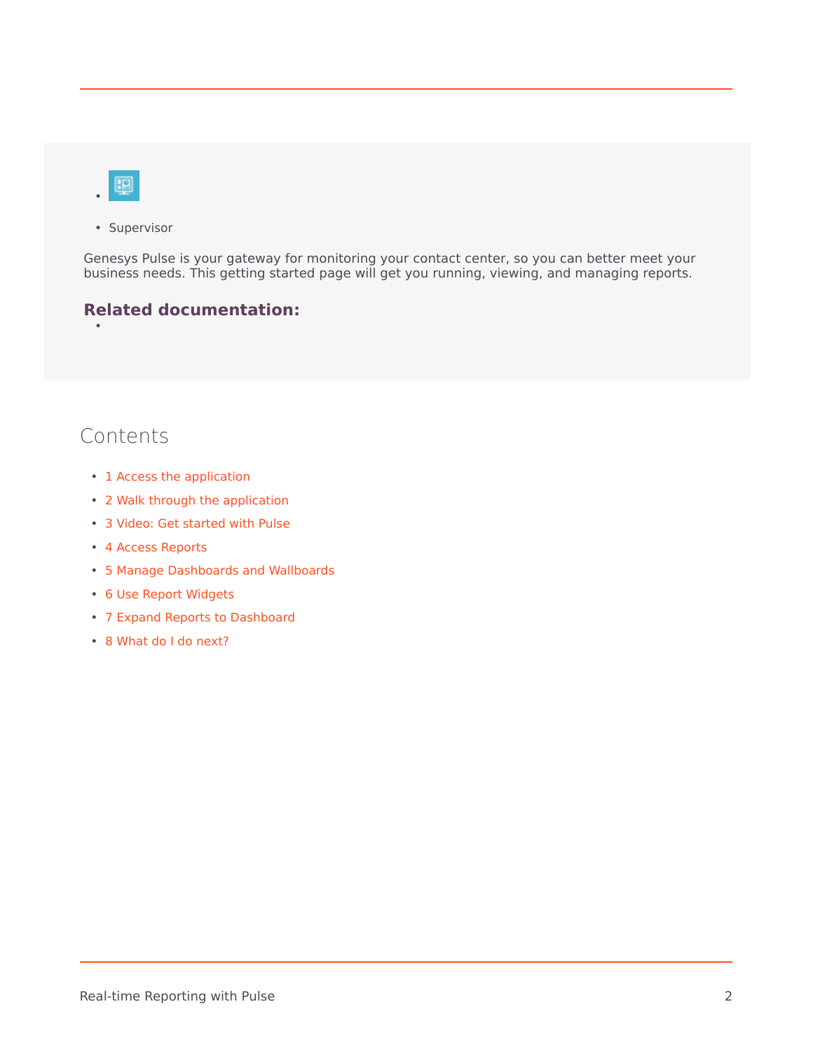- Supervisor

Genesys Pulse is your gateway for monitoring your contact center, so you can better meet your business needs. This getting started page will get you running, viewing, and managing reports.

**Related documentation:**

-

## Contents

- 1 Access the application
- 2 Walk through the application
- 3 Video: Get started with Pulse
- 4 Access Reports
- 5 Manage Dashboards and Wallboards
- 6 Use Report Widgets
- 7 Expand Reports to Dashboard
- 8 What do I do next?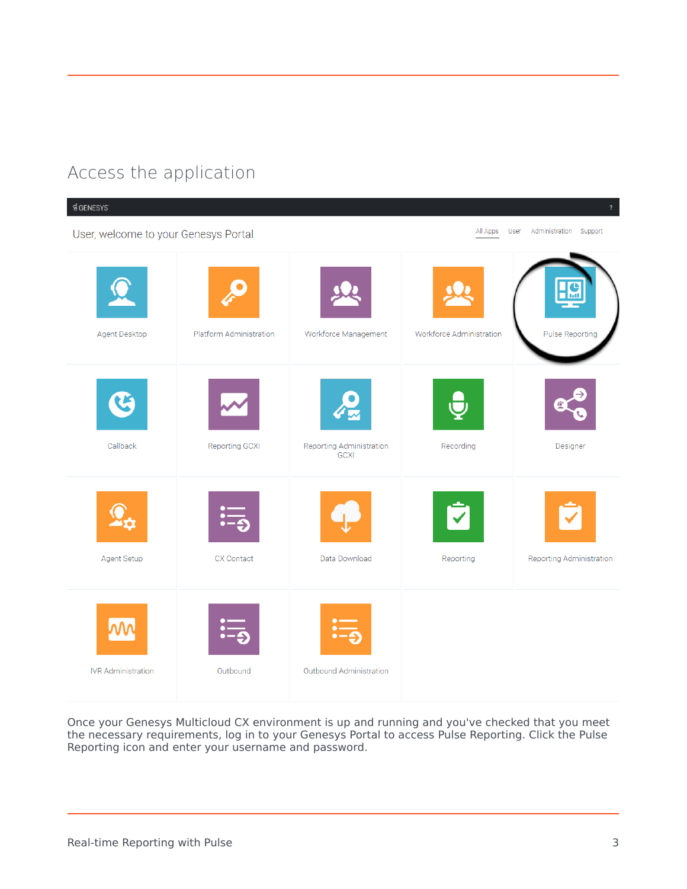# Access the application

Once your Genesys Multicloud CX environment is up and running and you've checked that you meet the necessary requirements, log in to your Genesys Portal to access Pulse Reporting. Click the Pulse Reporting icon and enter your username and password.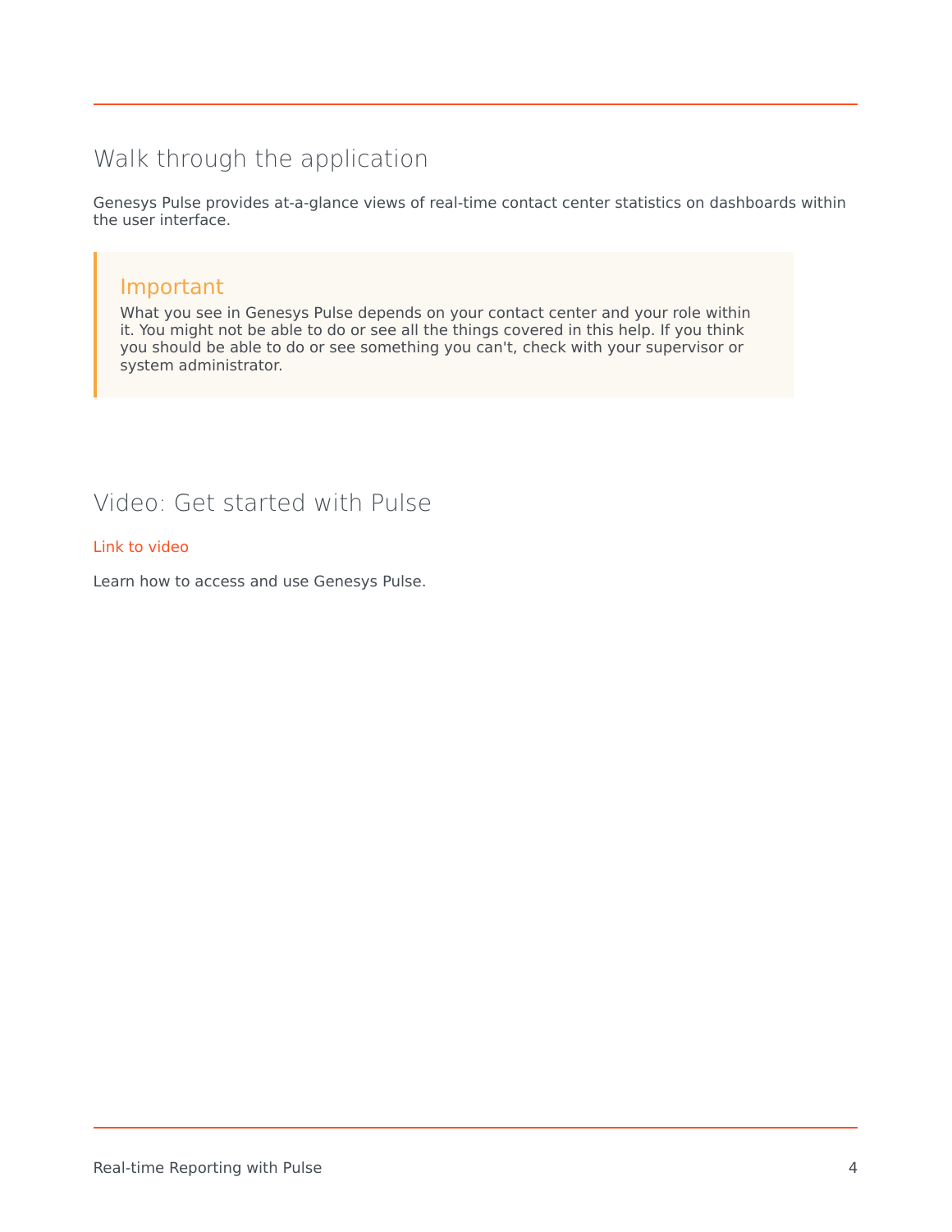## Walk through the application

Genesys Pulse provides at-a-glance views of real-time contact center statistics on dashboards within the user interface.

> **Important**
>
> What you see in Genesys Pulse depends on your contact center and your role within it. You might not be able to do or see all the things covered in this help. If you think you should be able to do or see something you can't, check with your supervisor or system administrator.

## Video: Get started with Pulse

Link to video

Learn how to access and use Genesys Pulse.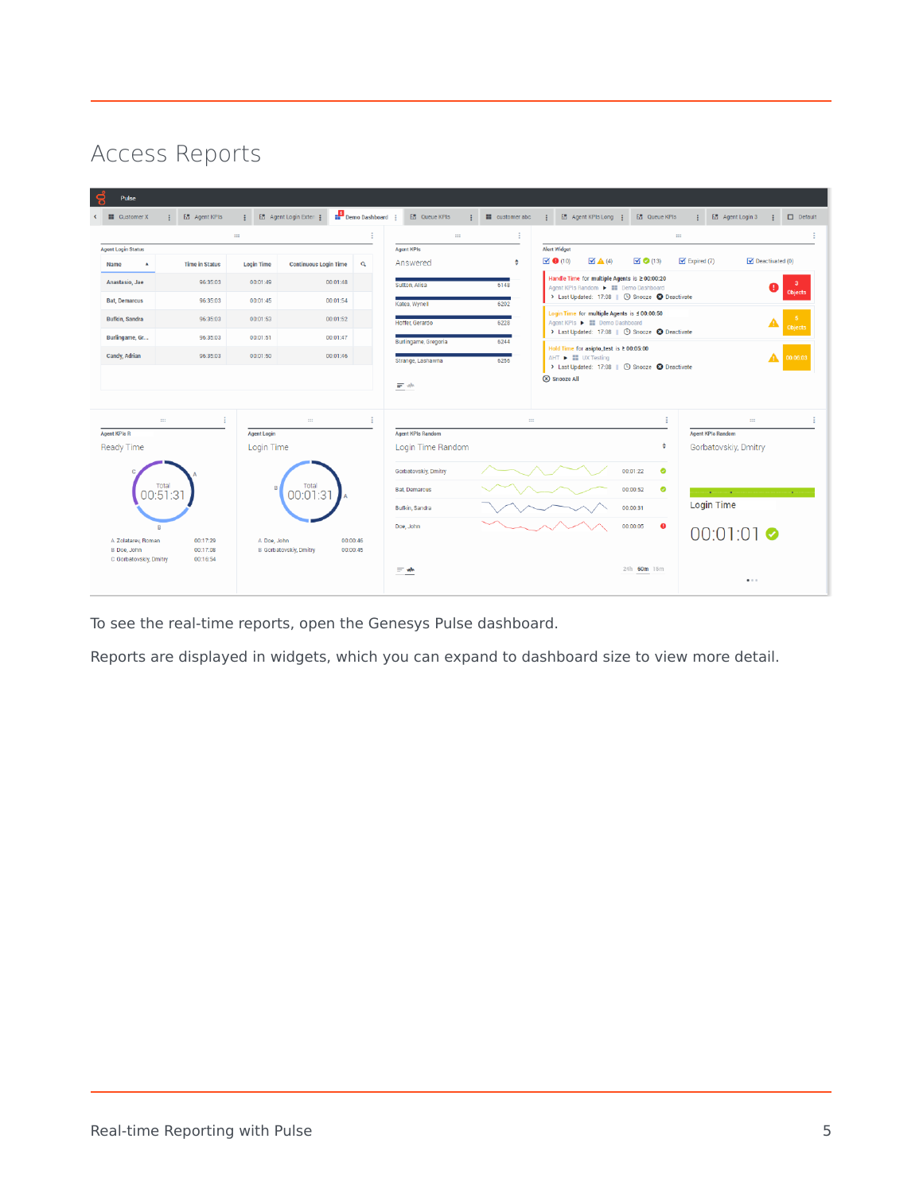# Access Reports

To see the real-time reports, open the Genesys Pulse dashboard.

Reports are displayed in widgets, which you can expand to dashboard size to view more detail.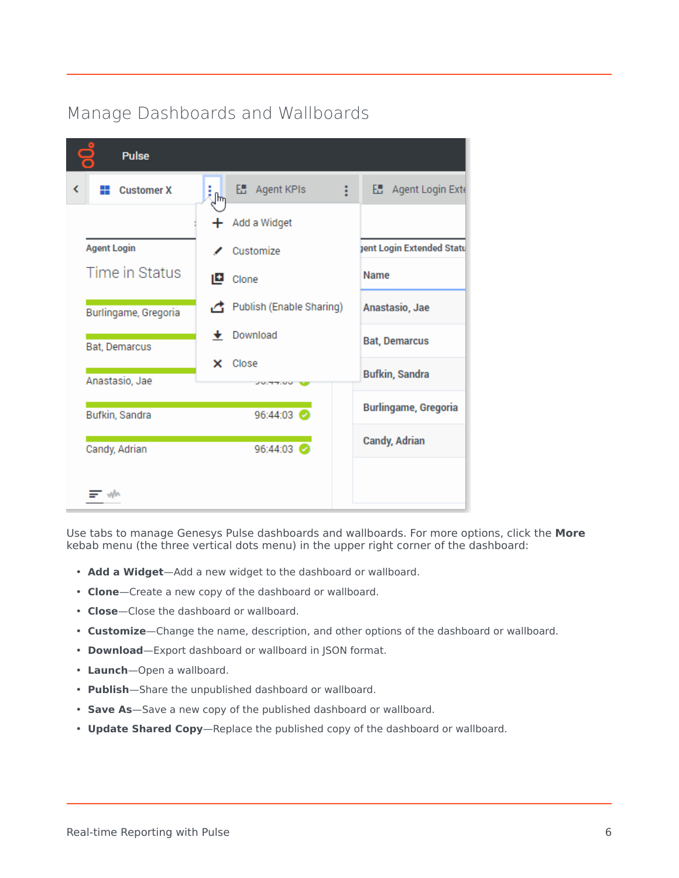## Manage Dashboards and Wallboards

Use tabs to manage Genesys Pulse dashboards and wallboards. For more options, click the **More** kebab menu (the three vertical dots menu) in the upper right corner of the dashboard:

- **Add a Widget**—Add a new widget to the dashboard or wallboard.
- **Clone**—Create a new copy of the dashboard or wallboard.
- **Close**—Close the dashboard or wallboard.
- **Customize**—Change the name, description, and other options of the dashboard or wallboard.
- **Download**—Export dashboard or wallboard in JSON format.
- **Launch**—Open a wallboard.
- **Publish**—Share the unpublished dashboard or wallboard.
- **Save As**—Save a new copy of the published dashboard or wallboard.
- **Update Shared Copy**—Replace the published copy of the dashboard or wallboard.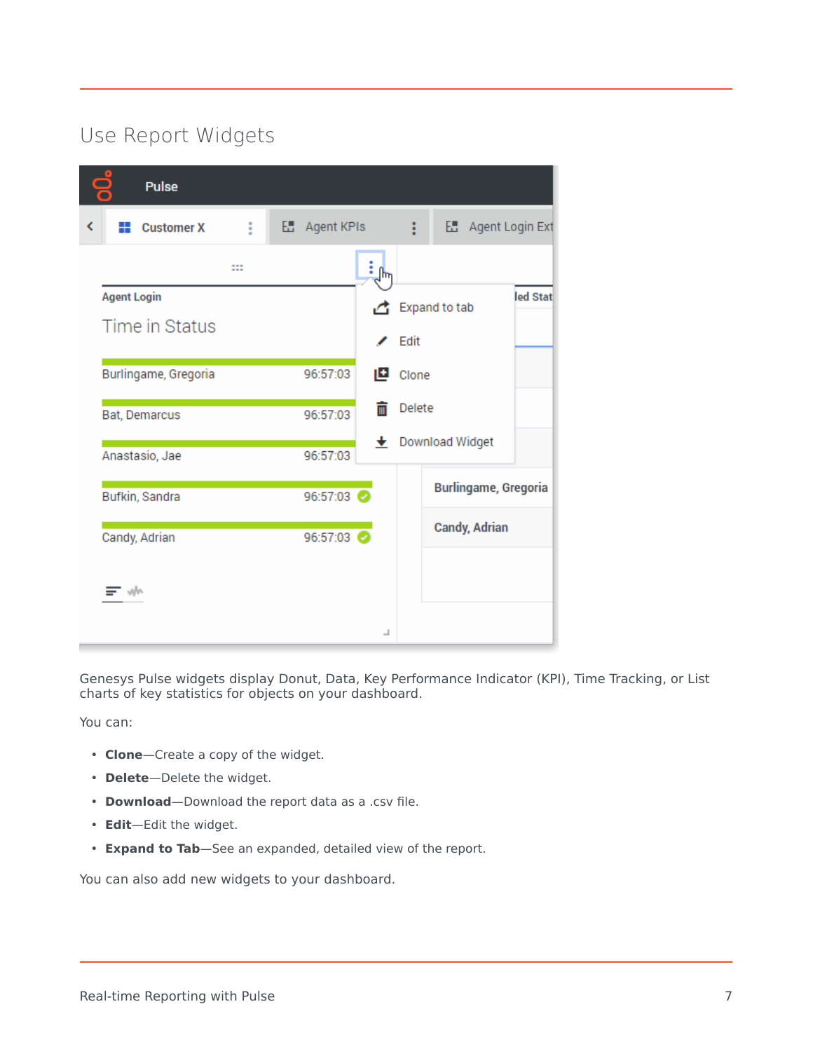## Use Report Widgets

Genesys Pulse widgets display Donut, Data, Key Performance Indicator (KPI), Time Tracking, or List charts of key statistics for objects on your dashboard.

You can:

- **Clone**—Create a copy of the widget.
- **Delete**—Delete the widget.
- **Download**—Download the report data as a .csv file.
- **Edit**—Edit the widget.
- **Expand to Tab**—See an expanded, detailed view of the report.

You can also add new widgets to your dashboard.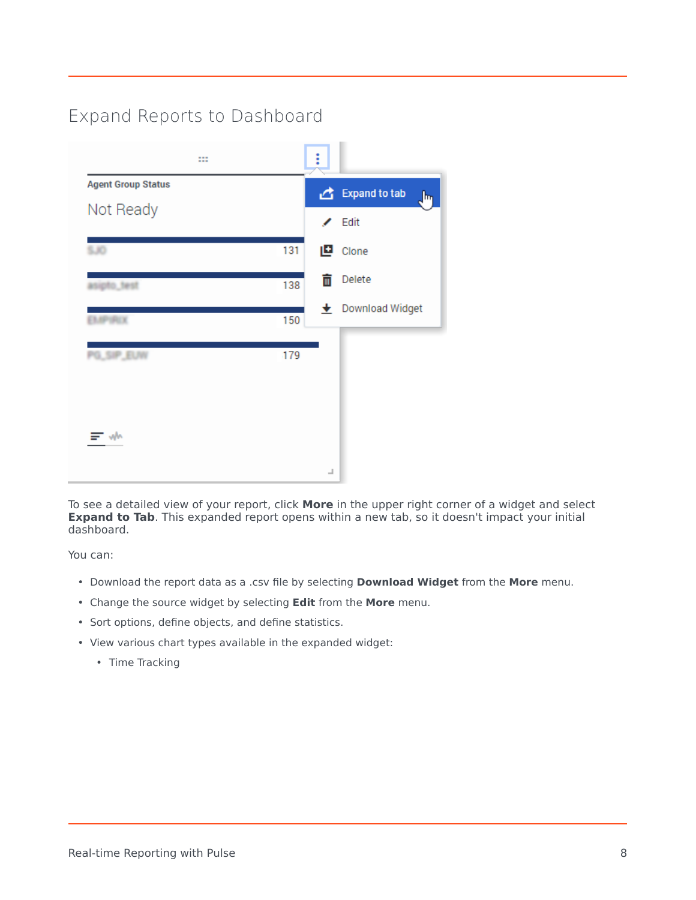## Expand Reports to Dashboard

To see a detailed view of your report, click **More** in the upper right corner of a widget and select **Expand to Tab**. This expanded report opens within a new tab, so it doesn't impact your initial dashboard.

You can:

- Download the report data as a .csv file by selecting **Download Widget** from the **More** menu.
- Change the source widget by selecting **Edit** from the **More** menu.
- Sort options, define objects, and define statistics.
- View various chart types available in the expanded widget:
    - Time Tracking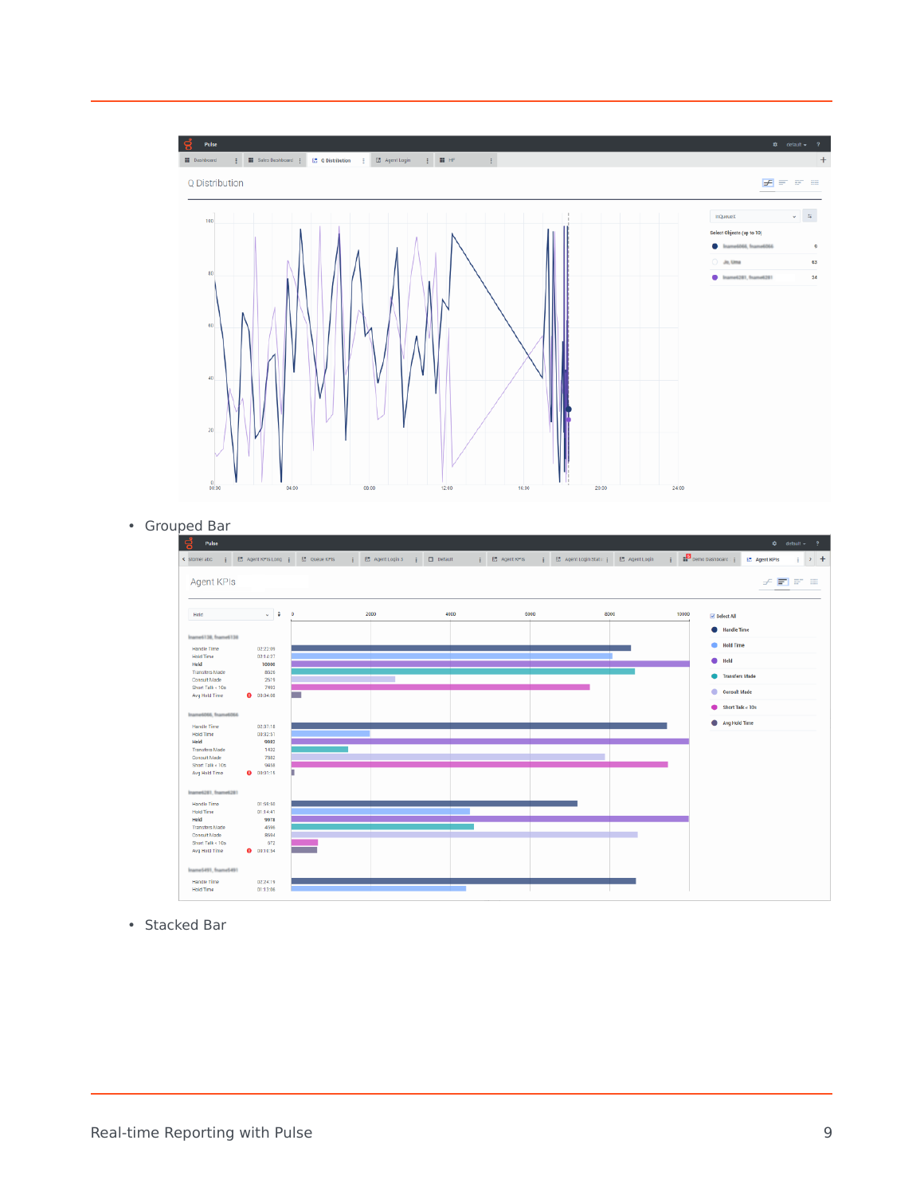- Grouped Bar

- Stacked Bar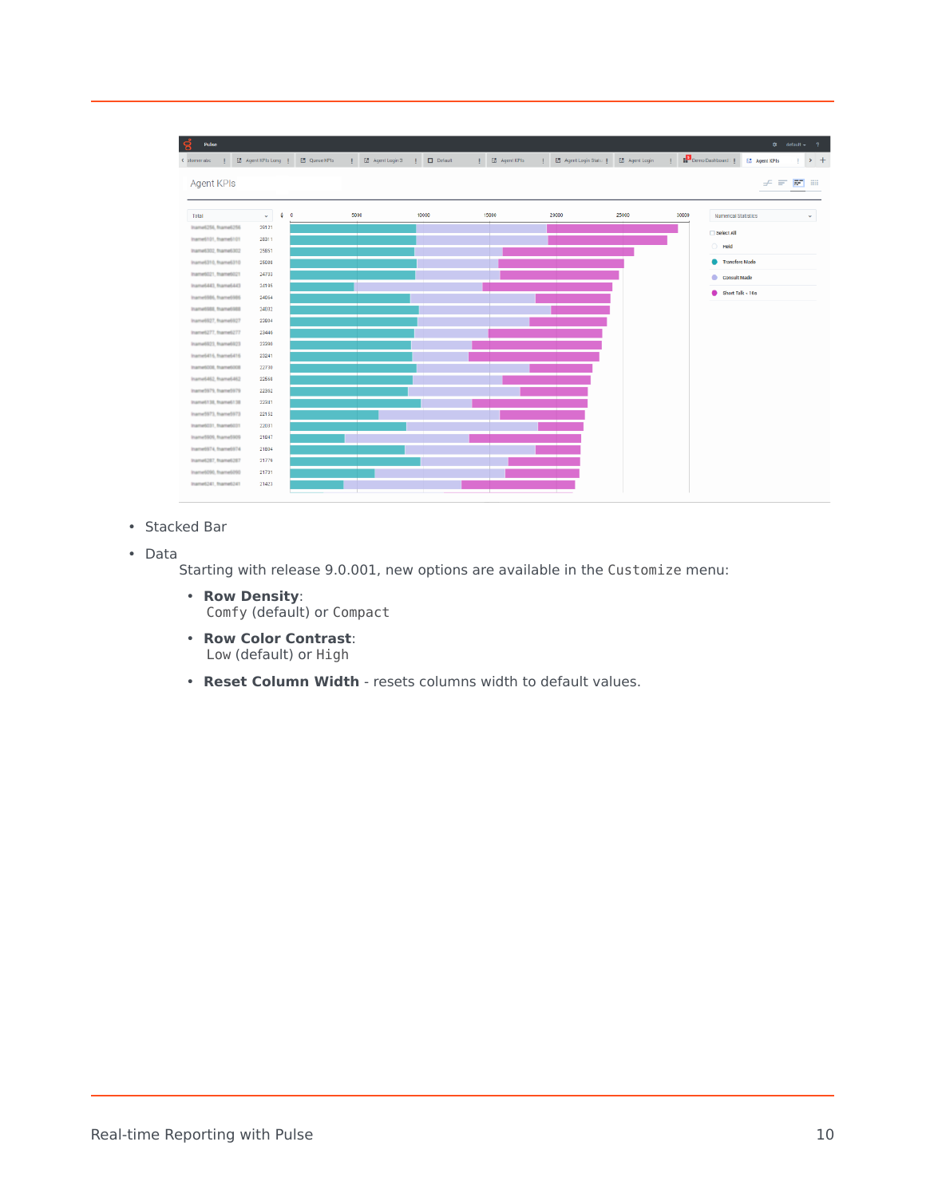- Stacked Bar
- Data

  Starting with release 9.0.001, new options are available in the Customize menu:

  - **Row Density**:
    Comfy (default) or Compact
  - **Row Color Contrast**:
    Low (default) or High
  - **Reset Column Width** - resets columns width to default values.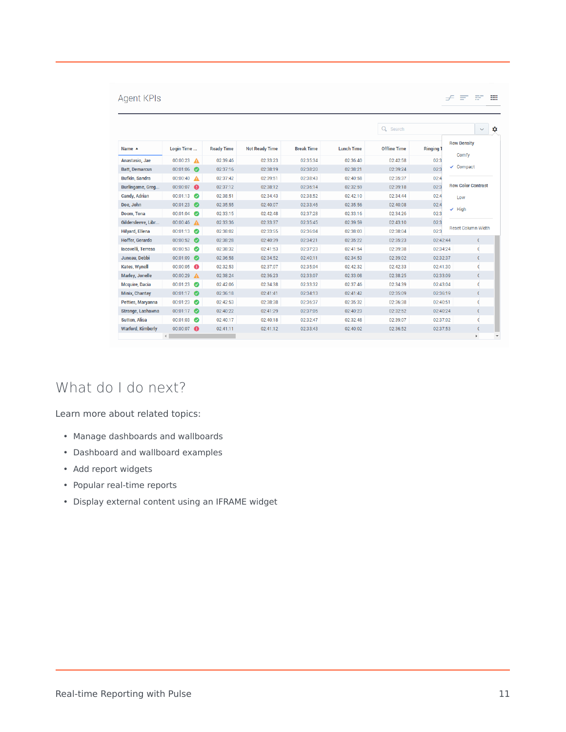## What do I do next?

Learn more about related topics:

- Manage dashboards and wallboards
- Dashboard and wallboard examples
- Add report widgets
- Popular real-time reports
- Display external content using an IFRAME widget